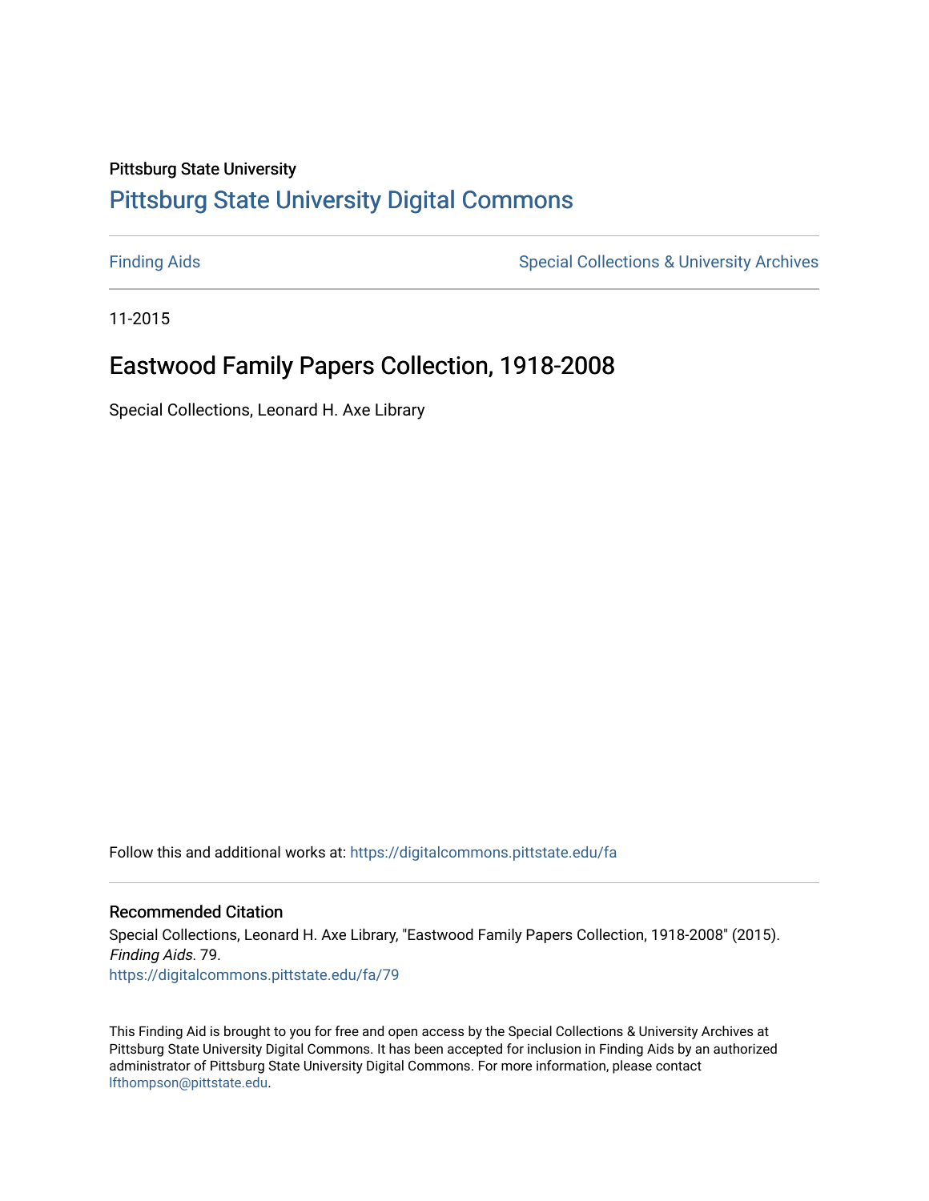Pittsburg State University

## Pittsburg State University Digital Commons

Finding Aids

Special Collections & University Archives

11-2015

# Eastwood Family Papers Collection, 1918-2008

Special Collections, Leonard H. Axe Library

Follow this and additional works at: https://digitalcommons.pittstate.edu/fa

### Recommended Citation

Special Collections, Leonard H. Axe Library, "Eastwood Family Papers Collection, 1918-2008" (2015). *Finding Aids*. 79.
https://digitalcommons.pittstate.edu/fa/79

This Finding Aid is brought to you for free and open access by the Special Collections & University Archives at Pittsburg State University Digital Commons. It has been accepted for inclusion in Finding Aids by an authorized administrator of Pittsburg State University Digital Commons. For more information, please contact lfthompson@pittstate.edu.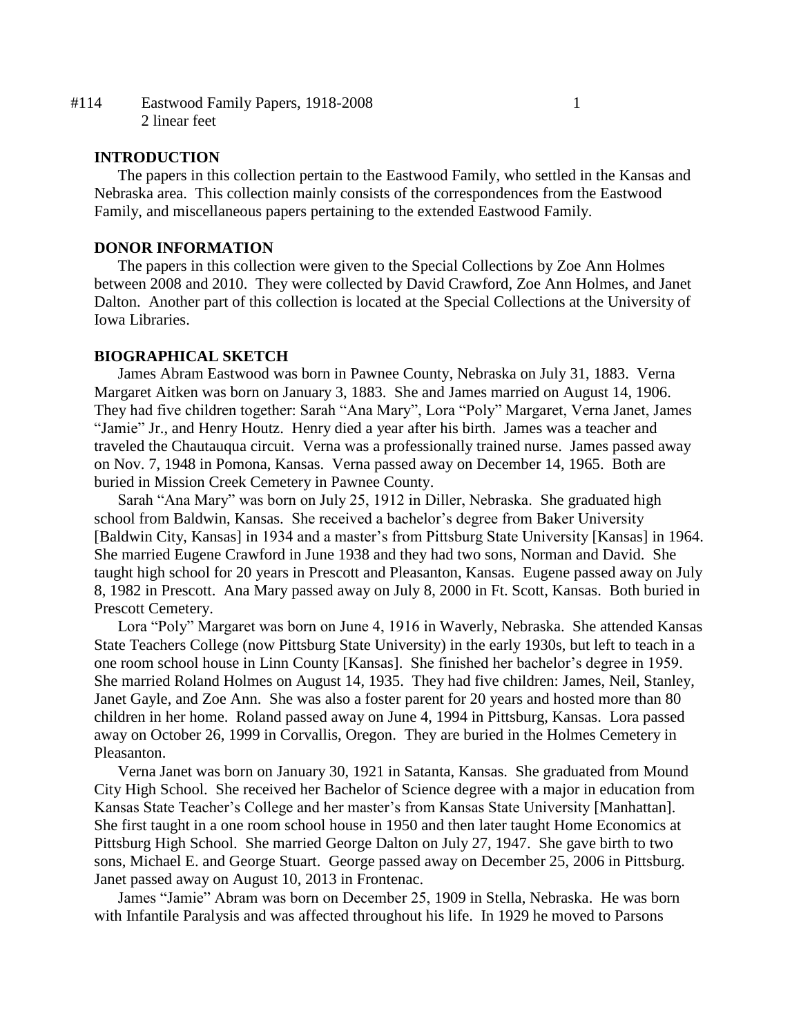#114 Eastwood Family Papers, 1918-2008
2 linear feet

**INTRODUCTION**

The papers in this collection pertain to the Eastwood Family, who settled in the Kansas and Nebraska area. This collection mainly consists of the correspondences from the Eastwood Family, and miscellaneous papers pertaining to the extended Eastwood Family.

**DONOR INFORMATION**

The papers in this collection were given to the Special Collections by Zoe Ann Holmes between 2008 and 2010. They were collected by David Crawford, Zoe Ann Holmes, and Janet Dalton. Another part of this collection is located at the Special Collections at the University of Iowa Libraries.

**BIOGRAPHICAL SKETCH**

James Abram Eastwood was born in Pawnee County, Nebraska on July 31, 1883. Verna Margaret Aitken was born on January 3, 1883. She and James married on August 14, 1906. They had five children together: Sarah "Ana Mary", Lora "Poly" Margaret, Verna Janet, James "Jamie" Jr., and Henry Houtz. Henry died a year after his birth. James was a teacher and traveled the Chautauqua circuit. Verna was a professionally trained nurse. James passed away on Nov. 7, 1948 in Pomona, Kansas. Verna passed away on December 14, 1965. Both are buried in Mission Creek Cemetery in Pawnee County.

Sarah "Ana Mary" was born on July 25, 1912 in Diller, Nebraska. She graduated high school from Baldwin, Kansas. She received a bachelor's degree from Baker University [Baldwin City, Kansas] in 1934 and a master's from Pittsburg State University [Kansas] in 1964. She married Eugene Crawford in June 1938 and they had two sons, Norman and David. She taught high school for 20 years in Prescott and Pleasanton, Kansas. Eugene passed away on July 8, 1982 in Prescott. Ana Mary passed away on July 8, 2000 in Ft. Scott, Kansas. Both buried in Prescott Cemetery.

Lora "Poly" Margaret was born on June 4, 1916 in Waverly, Nebraska. She attended Kansas State Teachers College (now Pittsburg State University) in the early 1930s, but left to teach in a one room school house in Linn County [Kansas]. She finished her bachelor's degree in 1959. She married Roland Holmes on August 14, 1935. They had five children: James, Neil, Stanley, Janet Gayle, and Zoe Ann. She was also a foster parent for 20 years and hosted more than 80 children in her home. Roland passed away on June 4, 1994 in Pittsburg, Kansas. Lora passed away on October 26, 1999 in Corvallis, Oregon. They are buried in the Holmes Cemetery in Pleasanton.

Verna Janet was born on January 30, 1921 in Satanta, Kansas. She graduated from Mound City High School. She received her Bachelor of Science degree with a major in education from Kansas State Teacher's College and her master's from Kansas State University [Manhattan]. She first taught in a one room school house in 1950 and then later taught Home Economics at Pittsburg High School. She married George Dalton on July 27, 1947. She gave birth to two sons, Michael E. and George Stuart. George passed away on December 25, 2006 in Pittsburg. Janet passed away on August 10, 2013 in Frontenac.

James "Jamie" Abram was born on December 25, 1909 in Stella, Nebraska. He was born with Infantile Paralysis and was affected throughout his life. In 1929 he moved to Parsons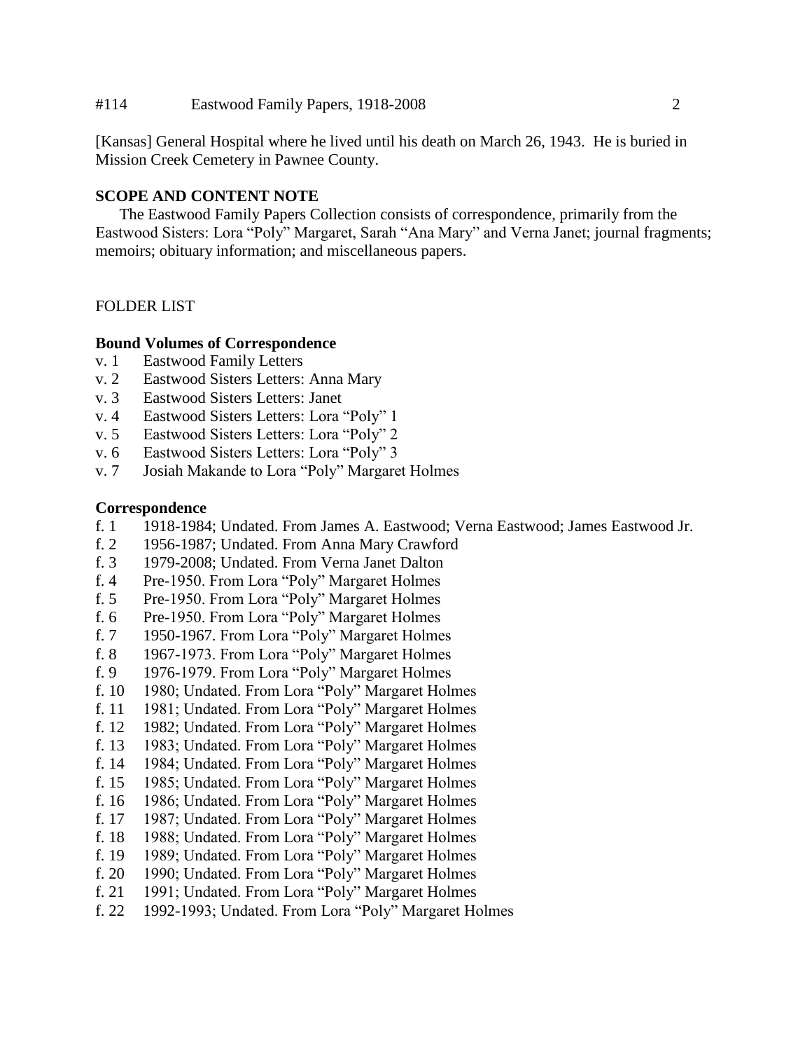[Kansas] General Hospital where he lived until his death on March 26, 1943. He is buried in Mission Creek Cemetery in Pawnee County.

## SCOPE AND CONTENT NOTE

The Eastwood Family Papers Collection consists of correspondence, primarily from the Eastwood Sisters: Lora "Poly" Margaret, Sarah "Ana Mary" and Verna Janet; journal fragments; memoirs; obituary information; and miscellaneous papers.

## FOLDER LIST

### Bound Volumes of Correspondence

- v. 1 Eastwood Family Letters
- v. 2 Eastwood Sisters Letters: Anna Mary
- v. 3 Eastwood Sisters Letters: Janet
- v. 4 Eastwood Sisters Letters: Lora "Poly" 1
- v. 5 Eastwood Sisters Letters: Lora "Poly" 2
- v. 6 Eastwood Sisters Letters: Lora "Poly" 3
- v. 7 Josiah Makande to Lora "Poly" Margaret Holmes

### Correspondence

- f. 1 1918-1984; Undated. From James A. Eastwood; Verna Eastwood; James Eastwood Jr.
- f. 2 1956-1987; Undated. From Anna Mary Crawford
- f. 3 1979-2008; Undated. From Verna Janet Dalton
- f. 4 Pre-1950. From Lora "Poly" Margaret Holmes
- f. 5 Pre-1950. From Lora "Poly" Margaret Holmes
- f. 6 Pre-1950. From Lora "Poly" Margaret Holmes
- f. 7 1950-1967. From Lora "Poly" Margaret Holmes
- f. 8 1967-1973. From Lora "Poly" Margaret Holmes
- f. 9 1976-1979. From Lora "Poly" Margaret Holmes
- f. 10 1980; Undated. From Lora "Poly" Margaret Holmes
- f. 11 1981; Undated. From Lora "Poly" Margaret Holmes
- f. 12 1982; Undated. From Lora "Poly" Margaret Holmes
- f. 13 1983; Undated. From Lora "Poly" Margaret Holmes
- f. 14 1984; Undated. From Lora "Poly" Margaret Holmes
- f. 15 1985; Undated. From Lora "Poly" Margaret Holmes
- f. 16 1986; Undated. From Lora "Poly" Margaret Holmes
- f. 17 1987; Undated. From Lora "Poly" Margaret Holmes
- f. 18 1988; Undated. From Lora "Poly" Margaret Holmes
- f. 19 1989; Undated. From Lora "Poly" Margaret Holmes
- f. 20 1990; Undated. From Lora "Poly" Margaret Holmes
- f. 21 1991; Undated. From Lora "Poly" Margaret Holmes
- f. 22 1992-1993; Undated. From Lora "Poly" Margaret Holmes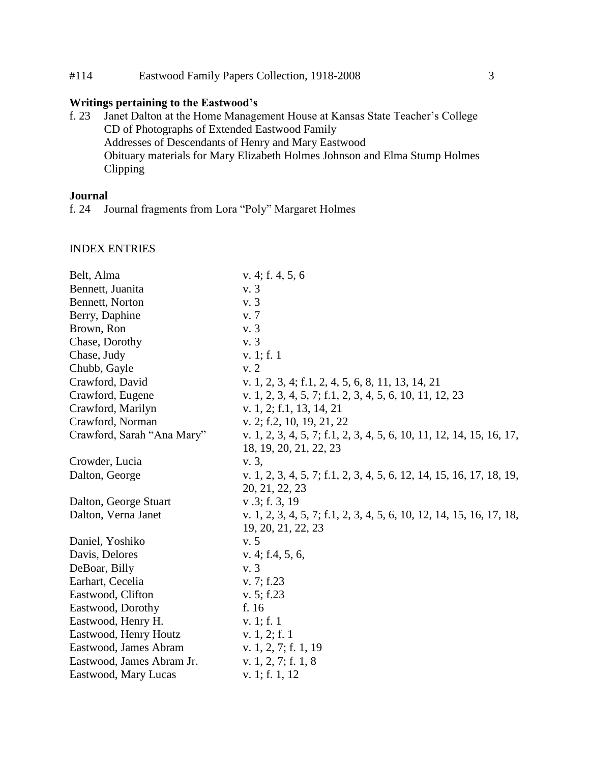## Writings pertaining to the Eastwood's

f. 23 Janet Dalton at the Home Management House at Kansas State Teacher's College
CD of Photographs of Extended Eastwood Family
Addresses of Descendants of Henry and Mary Eastwood
Obituary materials for Mary Elizabeth Holmes Johnson and Elma Stump Holmes
Clipping

## Journal

f. 24 Journal fragments from Lora "Poly" Margaret Holmes

INDEX ENTRIES

| | |
|---|---|
| Belt, Alma | v. 4; f. 4, 5, 6 |
| Bennett, Juanita | v. 3 |
| Bennett, Norton | v. 3 |
| Berry, Daphine | v. 7 |
| Brown, Ron | v. 3 |
| Chase, Dorothy | v. 3 |
| Chase, Judy | v. 1; f. 1 |
| Chubb, Gayle | v. 2 |
| Crawford, David | v. 1, 2, 3, 4; f.1, 2, 4, 5, 6, 8, 11, 13, 14, 21 |
| Crawford, Eugene | v. 1, 2, 3, 4, 5, 7; f.1, 2, 3, 4, 5, 6, 10, 11, 12, 23 |
| Crawford, Marilyn | v. 1, 2; f.1, 13, 14, 21 |
| Crawford, Norman | v. 2; f.2, 10, 19, 21, 22 |
| Crawford, Sarah "Ana Mary" | v. 1, 2, 3, 4, 5, 7; f.1, 2, 3, 4, 5, 6, 10, 11, 12, 14, 15, 16, 17, 18, 19, 20, 21, 22, 23 |
| Crowder, Lucia | v. 3, |
| Dalton, George | v. 1, 2, 3, 4, 5, 7; f.1, 2, 3, 4, 5, 6, 12, 14, 15, 16, 17, 18, 19, 20, 21, 22, 23 |
| Dalton, George Stuart | v .3; f. 3, 19 |
| Dalton, Verna Janet | v. 1, 2, 3, 4, 5, 7; f.1, 2, 3, 4, 5, 6, 10, 12, 14, 15, 16, 17, 18, 19, 20, 21, 22, 23 |
| Daniel, Yoshiko | v. 5 |
| Davis, Delores | v. 4; f.4, 5, 6, |
| DeBoar, Billy | v. 3 |
| Earhart, Cecelia | v. 7; f.23 |
| Eastwood, Clifton | v. 5; f.23 |
| Eastwood, Dorothy | f. 16 |
| Eastwood, Henry H. | v. 1; f. 1 |
| Eastwood, Henry Houtz | v. 1, 2; f. 1 |
| Eastwood, James Abram | v. 1, 2, 7; f. 1, 19 |
| Eastwood, James Abram Jr. | v. 1, 2, 7; f. 1, 8 |
| Eastwood, Mary Lucas | v. 1; f. 1, 12 |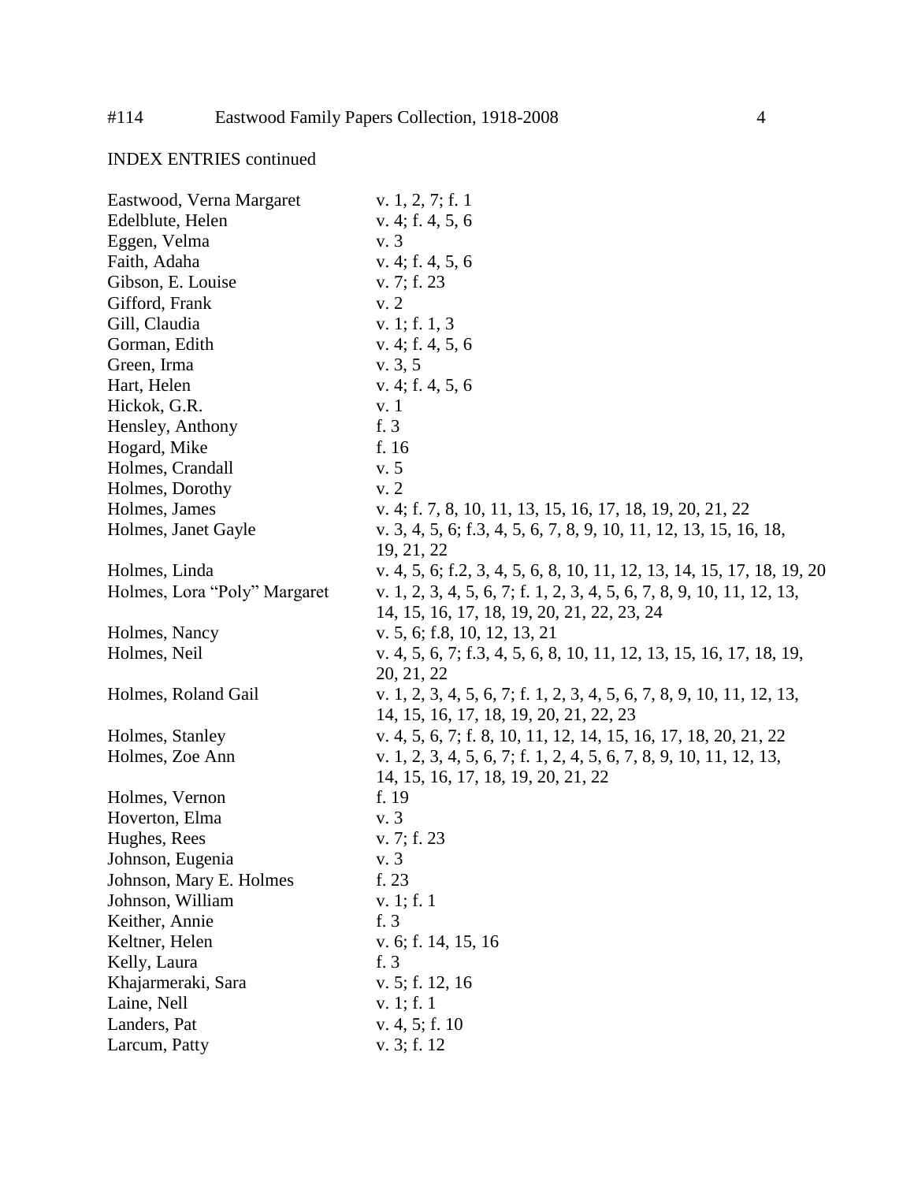INDEX ENTRIES continued

| | |
|---|---|
| Eastwood, Verna Margaret | v. 1, 2, 7; f. 1 |
| Edelblute, Helen | v. 4; f. 4, 5, 6 |
| Eggen, Velma | v. 3 |
| Faith, Adaha | v. 4; f. 4, 5, 6 |
| Gibson, E. Louise | v. 7; f. 23 |
| Gifford, Frank | v. 2 |
| Gill, Claudia | v. 1; f. 1, 3 |
| Gorman, Edith | v. 4; f. 4, 5, 6 |
| Green, Irma | v. 3, 5 |
| Hart, Helen | v. 4; f. 4, 5, 6 |
| Hickok, G.R. | v. 1 |
| Hensley, Anthony | f. 3 |
| Hogard, Mike | f. 16 |
| Holmes, Crandall | v. 5 |
| Holmes, Dorothy | v. 2 |
| Holmes, James | v. 4; f. 7, 8, 10, 11, 13, 15, 16, 17, 18, 19, 20, 21, 22 |
| Holmes, Janet Gayle | v. 3, 4, 5, 6; f.3, 4, 5, 6, 7, 8, 9, 10, 11, 12, 13, 15, 16, 18, 19, 21, 22 |
| Holmes, Linda | v. 4, 5, 6; f.2, 3, 4, 5, 6, 8, 10, 11, 12, 13, 14, 15, 17, 18, 19, 20 |
| Holmes, Lora "Poly" Margaret | v. 1, 2, 3, 4, 5, 6, 7; f. 1, 2, 3, 4, 5, 6, 7, 8, 9, 10, 11, 12, 13, 14, 15, 16, 17, 18, 19, 20, 21, 22, 23, 24 |
| Holmes, Nancy | v. 5, 6; f.8, 10, 12, 13, 21 |
| Holmes, Neil | v. 4, 5, 6, 7; f.3, 4, 5, 6, 8, 10, 11, 12, 13, 15, 16, 17, 18, 19, 20, 21, 22 |
| Holmes, Roland Gail | v. 1, 2, 3, 4, 5, 6, 7; f. 1, 2, 3, 4, 5, 6, 7, 8, 9, 10, 11, 12, 13, 14, 15, 16, 17, 18, 19, 20, 21, 22, 23 |
| Holmes, Stanley | v. 4, 5, 6, 7; f. 8, 10, 11, 12, 14, 15, 16, 17, 18, 20, 21, 22 |
| Holmes, Zoe Ann | v. 1, 2, 3, 4, 5, 6, 7; f. 1, 2, 4, 5, 6, 7, 8, 9, 10, 11, 12, 13, 14, 15, 16, 17, 18, 19, 20, 21, 22 |
| Holmes, Vernon | f. 19 |
| Hoverton, Elma | v. 3 |
| Hughes, Rees | v. 7; f. 23 |
| Johnson, Eugenia | v. 3 |
| Johnson, Mary E. Holmes | f. 23 |
| Johnson, William | v. 1; f. 1 |
| Keither, Annie | f. 3 |
| Keltner, Helen | v. 6; f. 14, 15, 16 |
| Kelly, Laura | f. 3 |
| Khajarmeraki, Sara | v. 5; f. 12, 16 |
| Laine, Nell | v. 1; f. 1 |
| Landers, Pat | v. 4, 5; f. 10 |
| Larcum, Patty | v. 3; f. 12 |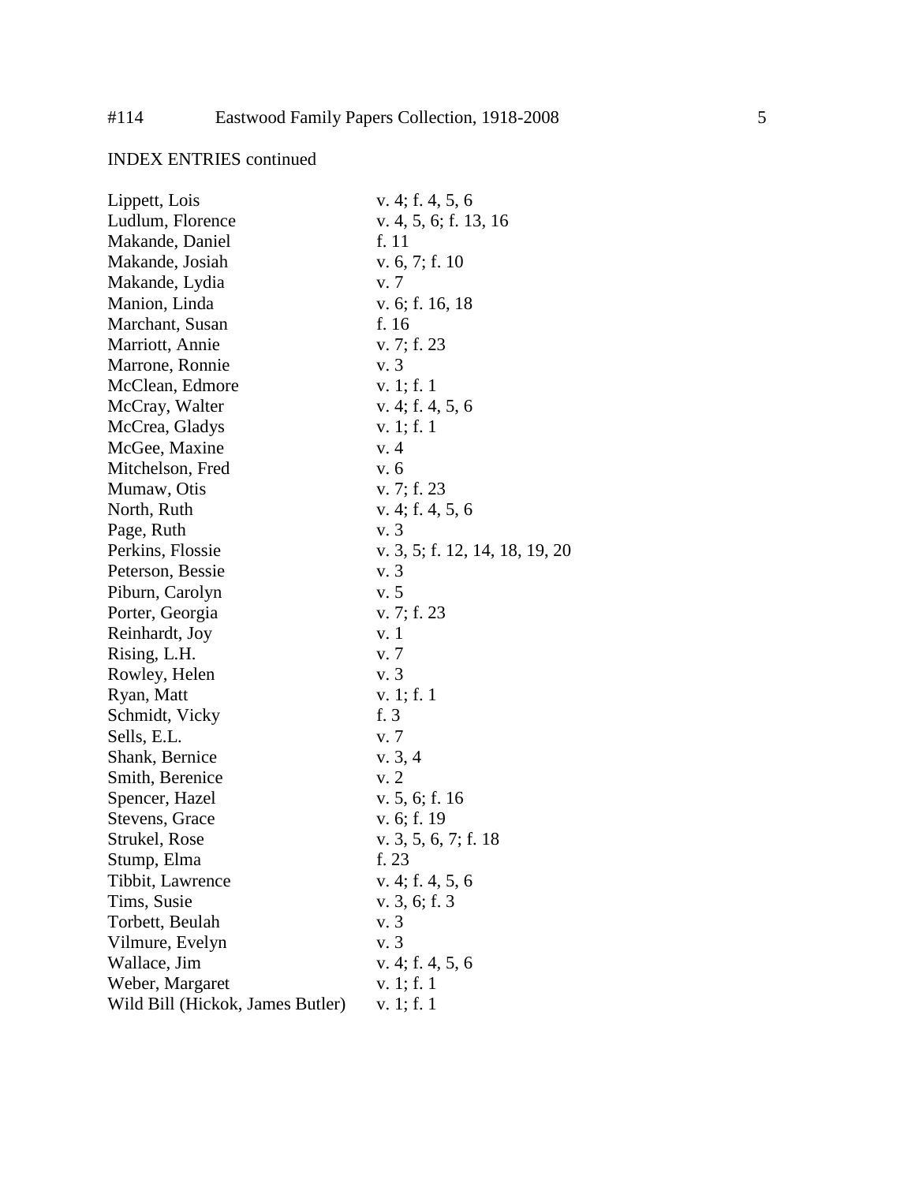INDEX ENTRIES continued

| | |
|---|---|
| Lippett, Lois | v. 4; f. 4, 5, 6 |
| Ludlum, Florence | v. 4, 5, 6; f. 13, 16 |
| Makande, Daniel | f. 11 |
| Makande, Josiah | v. 6, 7; f. 10 |
| Makande, Lydia | v. 7 |
| Manion, Linda | v. 6; f. 16, 18 |
| Marchant, Susan | f. 16 |
| Marriott, Annie | v. 7; f. 23 |
| Marrone, Ronnie | v. 3 |
| McClean, Edmore | v. 1; f. 1 |
| McCray, Walter | v. 4; f. 4, 5, 6 |
| McCrea, Gladys | v. 1; f. 1 |
| McGee, Maxine | v. 4 |
| Mitchelson, Fred | v. 6 |
| Mumaw, Otis | v. 7; f. 23 |
| North, Ruth | v. 4; f. 4, 5, 6 |
| Page, Ruth | v. 3 |
| Perkins, Flossie | v. 3, 5; f. 12, 14, 18, 19, 20 |
| Peterson, Bessie | v. 3 |
| Piburn, Carolyn | v. 5 |
| Porter, Georgia | v. 7; f. 23 |
| Reinhardt, Joy | v. 1 |
| Rising, L.H. | v. 7 |
| Rowley, Helen | v. 3 |
| Ryan, Matt | v. 1; f. 1 |
| Schmidt, Vicky | f. 3 |
| Sells, E.L. | v. 7 |
| Shank, Bernice | v. 3, 4 |
| Smith, Berenice | v. 2 |
| Spencer, Hazel | v. 5, 6; f. 16 |
| Stevens, Grace | v. 6; f. 19 |
| Strukel, Rose | v. 3, 5, 6, 7; f. 18 |
| Stump, Elma | f. 23 |
| Tibbit, Lawrence | v. 4; f. 4, 5, 6 |
| Tims, Susie | v. 3, 6; f. 3 |
| Torbett, Beulah | v. 3 |
| Vilmure, Evelyn | v. 3 |
| Wallace, Jim | v. 4; f. 4, 5, 6 |
| Weber, Margaret | v. 1; f. 1 |
| Wild Bill (Hickok, James Butler) | v. 1; f. 1 |